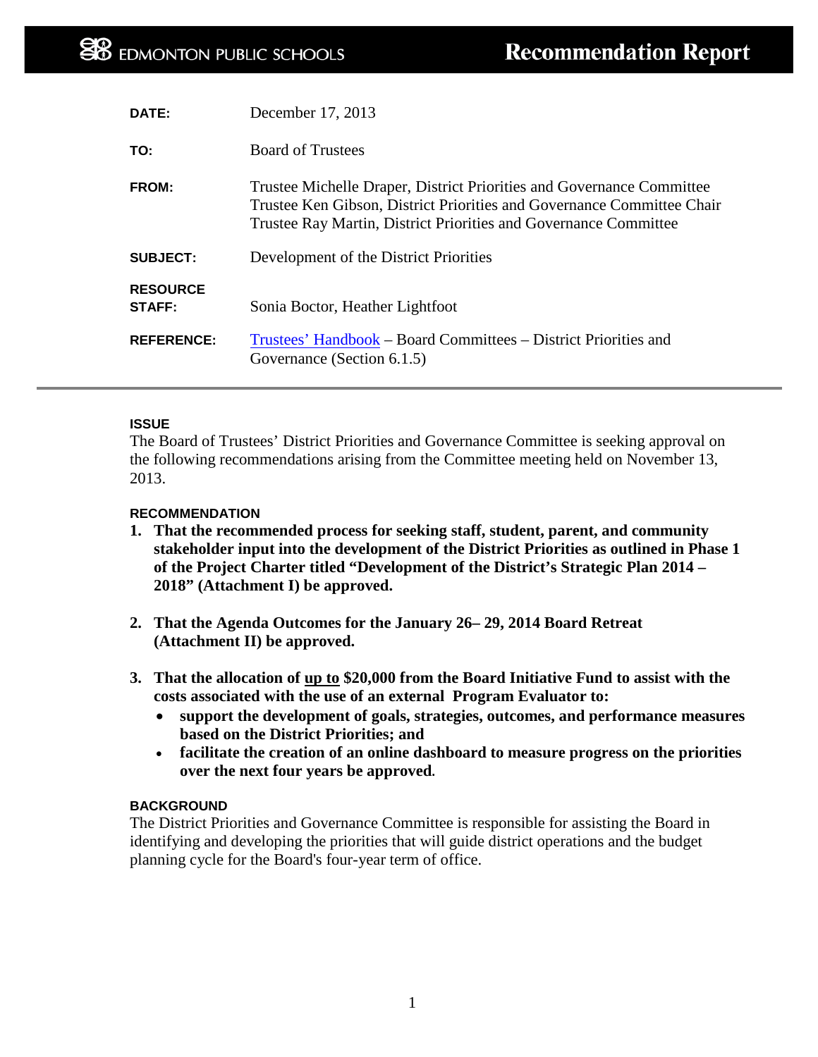EDMONTON PUBLIC SCHOOLS

# Recommendation Report

| | |
|---|---|
| **DATE:** | December 17, 2013 |
| **TO:** | Board of Trustees |
| **FROM:** | Trustee Michelle Draper, District Priorities and Governance Committee<br>Trustee Ken Gibson, District Priorities and Governance Committee Chair<br>Trustee Ray Martin, District Priorities and Governance Committee |
| **SUBJECT:** | Development of the District Priorities |
| **RESOURCE STAFF:** | Sonia Boctor, Heather Lightfoot |
| **REFERENCE:** | Trustees' Handbook – Board Committees – District Priorities and Governance (Section 6.1.5) |

## ISSUE

The Board of Trustees' District Priorities and Governance Committee is seeking approval on the following recommendations arising from the Committee meeting held on November 13, 2013.

## RECOMMENDATION

1. **That the recommended process for seeking staff, student, parent, and community stakeholder input into the development of the District Priorities as outlined in Phase 1 of the Project Charter titled "Development of the District's Strategic Plan 2014 – 2018" (Attachment I) be approved.**

2. **That the Agenda Outcomes for the January 26– 29, 2014 Board Retreat (Attachment II) be approved.**

3. **That the allocation of up to $20,000 from the Board Initiative Fund to assist with the costs associated with the use of an external Program Evaluator to:**
   - **support the development of goals, strategies, outcomes, and performance measures based on the District Priorities; and**
   - **facilitate the creation of an online dashboard to measure progress on the priorities over the next four years be approved.**

## BACKGROUND

The District Priorities and Governance Committee is responsible for assisting the Board in identifying and developing the priorities that will guide district operations and the budget planning cycle for the Board's four-year term of office.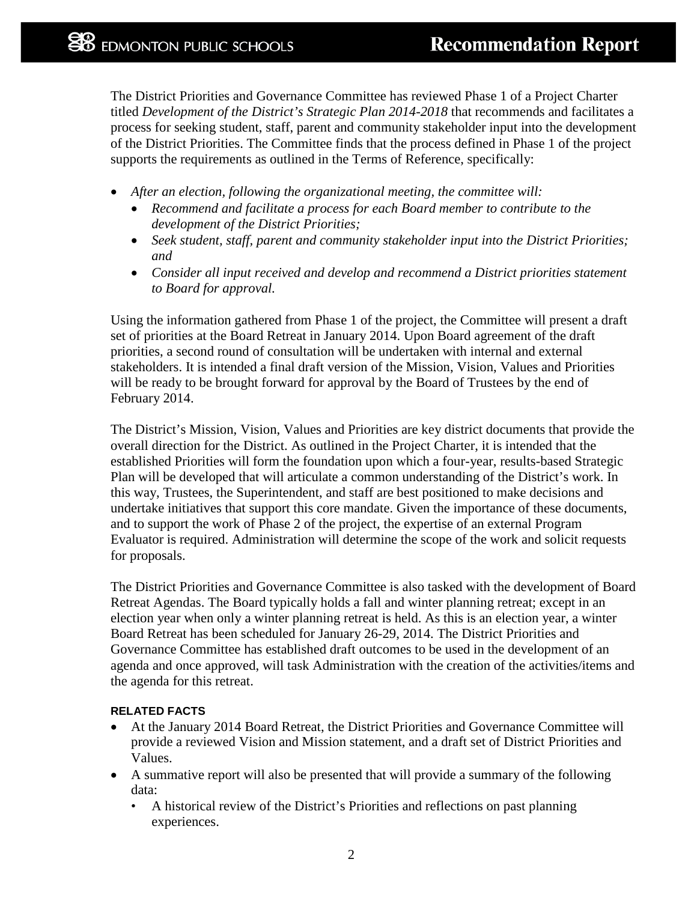The District Priorities and Governance Committee has reviewed Phase 1 of a Project Charter titled *Development of the District's Strategic Plan 2014-2018* that recommends and facilitates a process for seeking student, staff, parent and community stakeholder input into the development of the District Priorities. The Committee finds that the process defined in Phase 1 of the project supports the requirements as outlined in the Terms of Reference, specifically:

- *After an election, following the organizational meeting, the committee will:*
  - *Recommend and facilitate a process for each Board member to contribute to the development of the District Priorities;*
  - *Seek student, staff, parent and community stakeholder input into the District Priorities; and*
  - *Consider all input received and develop and recommend a District priorities statement to Board for approval.*

Using the information gathered from Phase 1 of the project, the Committee will present a draft set of priorities at the Board Retreat in January 2014. Upon Board agreement of the draft priorities, a second round of consultation will be undertaken with internal and external stakeholders. It is intended a final draft version of the Mission, Vision, Values and Priorities will be ready to be brought forward for approval by the Board of Trustees by the end of February 2014.

The District's Mission, Vision, Values and Priorities are key district documents that provide the overall direction for the District. As outlined in the Project Charter, it is intended that the established Priorities will form the foundation upon which a four-year, results-based Strategic Plan will be developed that will articulate a common understanding of the District's work. In this way, Trustees, the Superintendent, and staff are best positioned to make decisions and undertake initiatives that support this core mandate. Given the importance of these documents, and to support the work of Phase 2 of the project, the expertise of an external Program Evaluator is required. Administration will determine the scope of the work and solicit requests for proposals.

The District Priorities and Governance Committee is also tasked with the development of Board Retreat Agendas. The Board typically holds a fall and winter planning retreat; except in an election year when only a winter planning retreat is held. As this is an election year, a winter Board Retreat has been scheduled for January 26-29, 2014. The District Priorities and Governance Committee has established draft outcomes to be used in the development of an agenda and once approved, will task Administration with the creation of the activities/items and the agenda for this retreat.

**RELATED FACTS**

- At the January 2014 Board Retreat, the District Priorities and Governance Committee will provide a reviewed Vision and Mission statement, and a draft set of District Priorities and Values.
- A summative report will also be presented that will provide a summary of the following data:
  - A historical review of the District's Priorities and reflections on past planning experiences.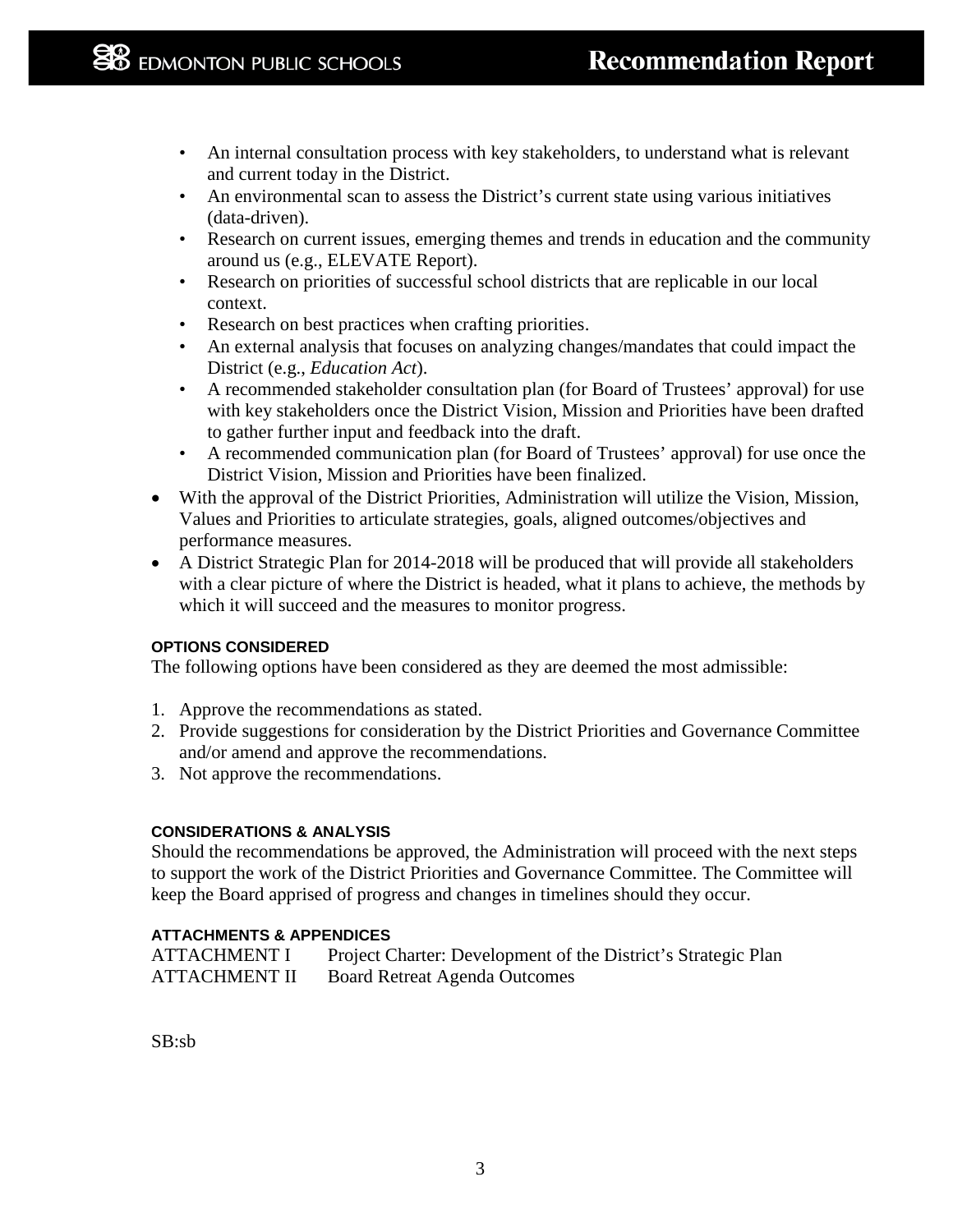- An internal consultation process with key stakeholders, to understand what is relevant and current today in the District.
- An environmental scan to assess the District's current state using various initiatives (data-driven).
- Research on current issues, emerging themes and trends in education and the community around us (e.g., ELEVATE Report).
- Research on priorities of successful school districts that are replicable in our local context.
- Research on best practices when crafting priorities.
- An external analysis that focuses on analyzing changes/mandates that could impact the District (e.g., *Education Act*).
- A recommended stakeholder consultation plan (for Board of Trustees' approval) for use with key stakeholders once the District Vision, Mission and Priorities have been drafted to gather further input and feedback into the draft.
- A recommended communication plan (for Board of Trustees' approval) for use once the District Vision, Mission and Priorities have been finalized.

- With the approval of the District Priorities, Administration will utilize the Vision, Mission, Values and Priorities to articulate strategies, goals, aligned outcomes/objectives and performance measures.
- A District Strategic Plan for 2014-2018 will be produced that will provide all stakeholders with a clear picture of where the District is headed, what it plans to achieve, the methods by which it will succeed and the measures to monitor progress.

#### OPTIONS CONSIDERED

The following options have been considered as they are deemed the most admissible:

1. Approve the recommendations as stated.
2. Provide suggestions for consideration by the District Priorities and Governance Committee and/or amend and approve the recommendations.
3. Not approve the recommendations.

#### CONSIDERATIONS & ANALYSIS

Should the recommendations be approved, the Administration will proceed with the next steps to support the work of the District Priorities and Governance Committee. The Committee will keep the Board apprised of progress and changes in timelines should they occur.

#### ATTACHMENTS & APPENDICES

ATTACHMENT I Project Charter: Development of the District's Strategic Plan
ATTACHMENT II Board Retreat Agenda Outcomes

SB:sb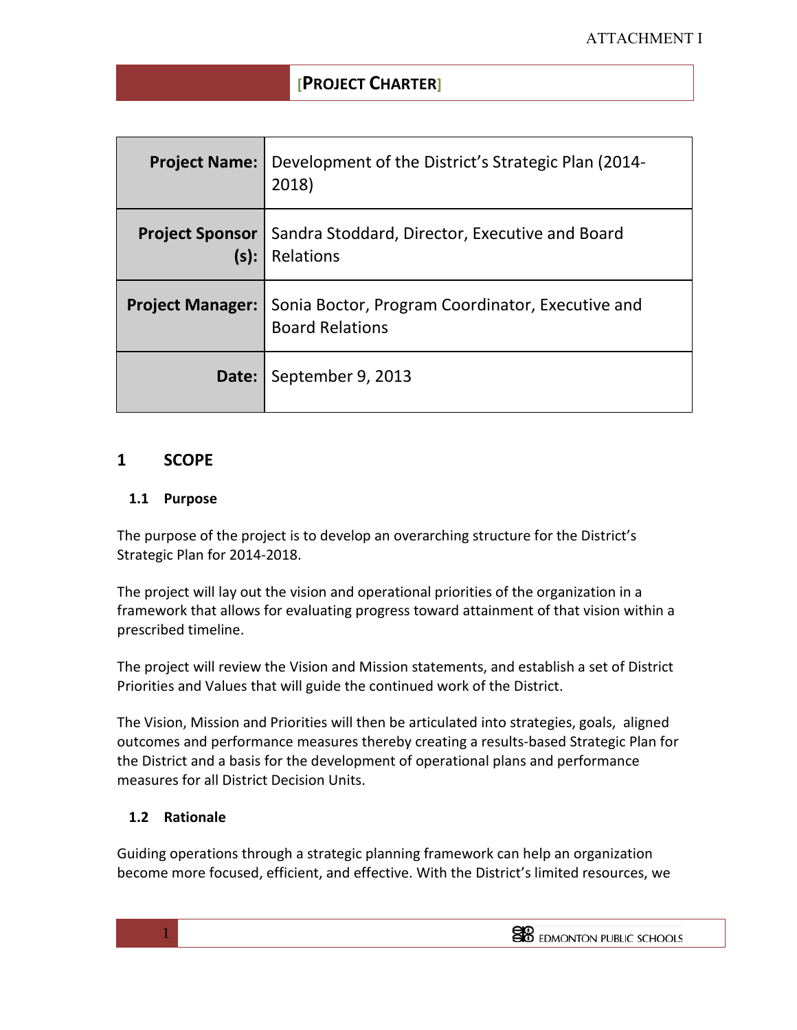ATTACHMENT I

# [PROJECT CHARTER]

| Project Name: | Development of the District's Strategic Plan (2014-2018) |
|---|---|
| Project Sponsor (s): | Sandra Stoddard, Director, Executive and Board Relations |
| Project Manager: | Sonia Boctor, Program Coordinator, Executive and Board Relations |
| Date: | September 9, 2013 |

## 1 SCOPE

### 1.1 Purpose

The purpose of the project is to develop an overarching structure for the District's Strategic Plan for 2014-2018.

The project will lay out the vision and operational priorities of the organization in a framework that allows for evaluating progress toward attainment of that vision within a prescribed timeline.

The project will review the Vision and Mission statements, and establish a set of District Priorities and Values that will guide the continued work of the District.

The Vision, Mission and Priorities will then be articulated into strategies, goals, aligned outcomes and performance measures thereby creating a results-based Strategic Plan for the District and a basis for the development of operational plans and performance measures for all District Decision Units.

### 1.2 Rationale

Guiding operations through a strategic planning framework can help an organization become more focused, efficient, and effective. With the District's limited resources, we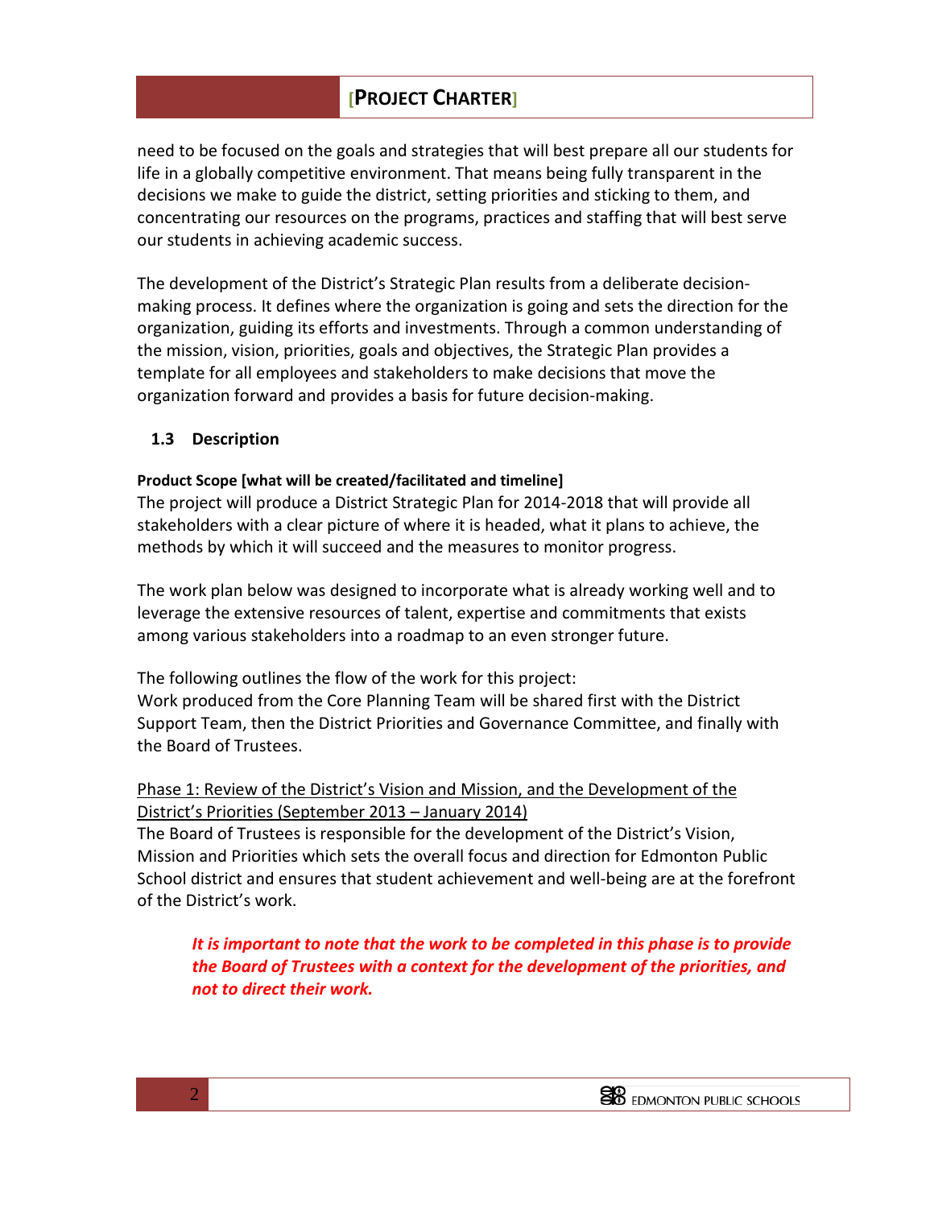need to be focused on the goals and strategies that will best prepare all our students for life in a globally competitive environment. That means being fully transparent in the decisions we make to guide the district, setting priorities and sticking to them, and concentrating our resources on the programs, practices and staffing that will best serve our students in achieving academic success.

The development of the District's Strategic Plan results from a deliberate decision-making process. It defines where the organization is going and sets the direction for the organization, guiding its efforts and investments. Through a common understanding of the mission, vision, priorities, goals and objectives, the Strategic Plan provides a template for all employees and stakeholders to make decisions that move the organization forward and provides a basis for future decision-making.

### 1.3 Description

**Product Scope [what will be created/facilitated and timeline]**

The project will produce a District Strategic Plan for 2014-2018 that will provide all stakeholders with a clear picture of where it is headed, what it plans to achieve, the methods by which it will succeed and the measures to monitor progress.

The work plan below was designed to incorporate what is already working well and to leverage the extensive resources of talent, expertise and commitments that exists among various stakeholders into a roadmap to an even stronger future.

The following outlines the flow of the work for this project:
Work produced from the Core Planning Team will be shared first with the District Support Team, then the District Priorities and Governance Committee, and finally with the Board of Trustees.

<u>Phase 1: Review of the District's Vision and Mission, and the Development of the District's Priorities (September 2013 – January 2014)</u>

The Board of Trustees is responsible for the development of the District's Vision, Mission and Priorities which sets the overall focus and direction for Edmonton Public School district and ensures that student achievement and well-being are at the forefront of the District's work.

> ***It is important to note that the work to be completed in this phase is to provide the Board of Trustees with a context for the development of the priorities, and not to direct their work.***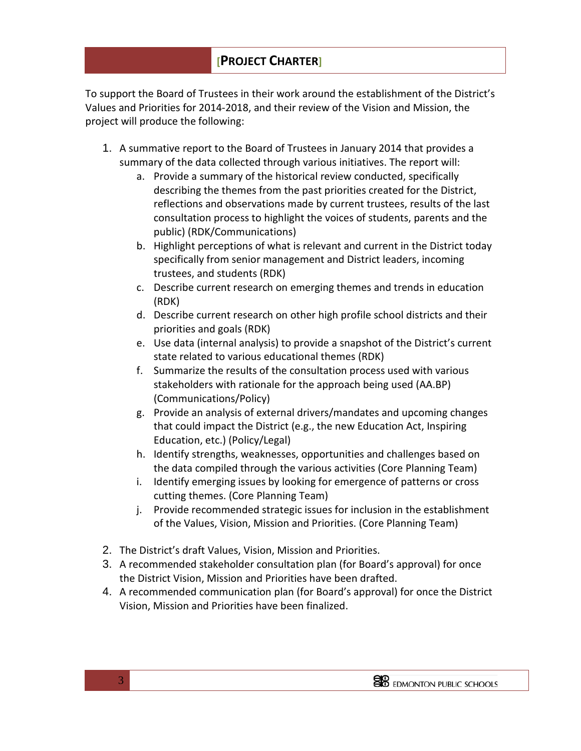# [PROJECT CHARTER]

To support the Board of Trustees in their work around the establishment of the District's Values and Priorities for 2014-2018, and their review of the Vision and Mission, the project will produce the following:

1. A summative report to the Board of Trustees in January 2014 that provides a summary of the data collected through various initiatives. The report will:
    a. Provide a summary of the historical review conducted, specifically describing the themes from the past priorities created for the District, reflections and observations made by current trustees, results of the last consultation process to highlight the voices of students, parents and the public) (RDK/Communications)
    b. Highlight perceptions of what is relevant and current in the District today specifically from senior management and District leaders, incoming trustees, and students (RDK)
    c. Describe current research on emerging themes and trends in education (RDK)
    d. Describe current research on other high profile school districts and their priorities and goals (RDK)
    e. Use data (internal analysis) to provide a snapshot of the District's current state related to various educational themes (RDK)
    f. Summarize the results of the consultation process used with various stakeholders with rationale for the approach being used (AA.BP) (Communications/Policy)
    g. Provide an analysis of external drivers/mandates and upcoming changes that could impact the District (e.g., the new Education Act, Inspiring Education, etc.) (Policy/Legal)
    h. Identify strengths, weaknesses, opportunities and challenges based on the data compiled through the various activities (Core Planning Team)
    i. Identify emerging issues by looking for emergence of patterns or cross cutting themes. (Core Planning Team)
    j. Provide recommended strategic issues for inclusion in the establishment of the Values, Vision, Mission and Priorities. (Core Planning Team)
2. The District's draft Values, Vision, Mission and Priorities.
3. A recommended stakeholder consultation plan (for Board's approval) for once the District Vision, Mission and Priorities have been drafted.
4. A recommended communication plan (for Board's approval) for once the District Vision, Mission and Priorities have been finalized.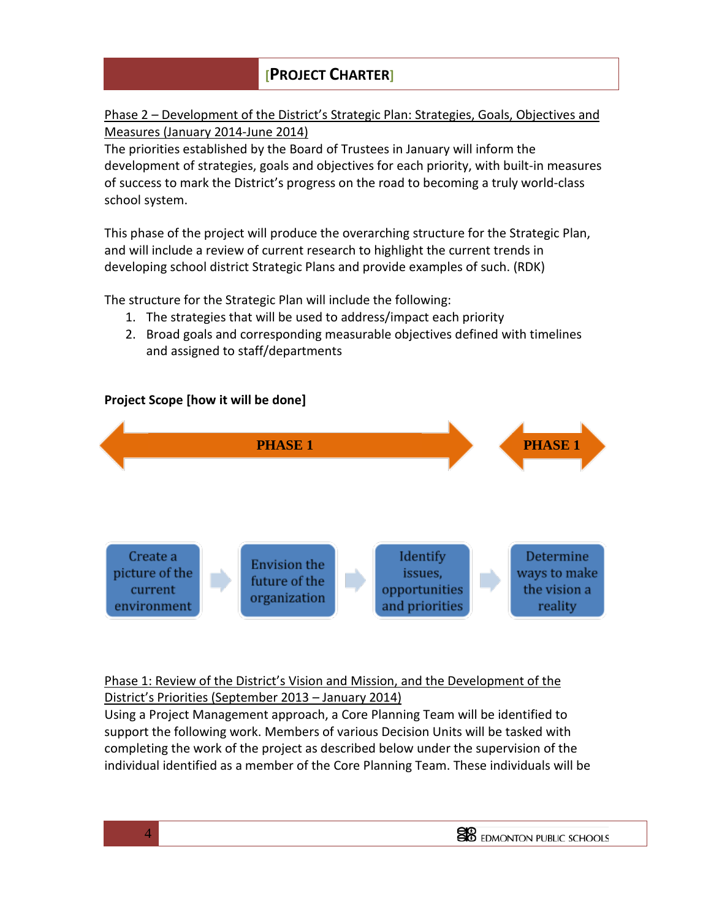Phase 2 – Development of the District's Strategic Plan: Strategies, Goals, Objectives and Measures (January 2014-June 2014)

The priorities established by the Board of Trustees in January will inform the development of strategies, goals and objectives for each priority, with built-in measures of success to mark the District's progress on the road to becoming a truly world-class school system.

This phase of the project will produce the overarching structure for the Strategic Plan, and will include a review of current research to highlight the current trends in developing school district Strategic Plans and provide examples of such. (RDK)

The structure for the Strategic Plan will include the following:

1. The strategies that will be used to address/impact each priority
2. Broad goals and corresponding measurable objectives defined with timelines and assigned to staff/departments

**Project Scope [how it will be done]**

PHASE 1 | PHASE 1

Create a picture of the current environment → Envision the future of the organization → Identify issues, opportunities and priorities → Determine ways to make the vision a reality

Phase 1: Review of the District's Vision and Mission, and the Development of the District's Priorities (September 2013 – January 2014)

Using a Project Management approach, a Core Planning Team will be identified to support the following work. Members of various Decision Units will be tasked with completing the work of the project as described below under the supervision of the individual identified as a member of the Core Planning Team. These individuals will be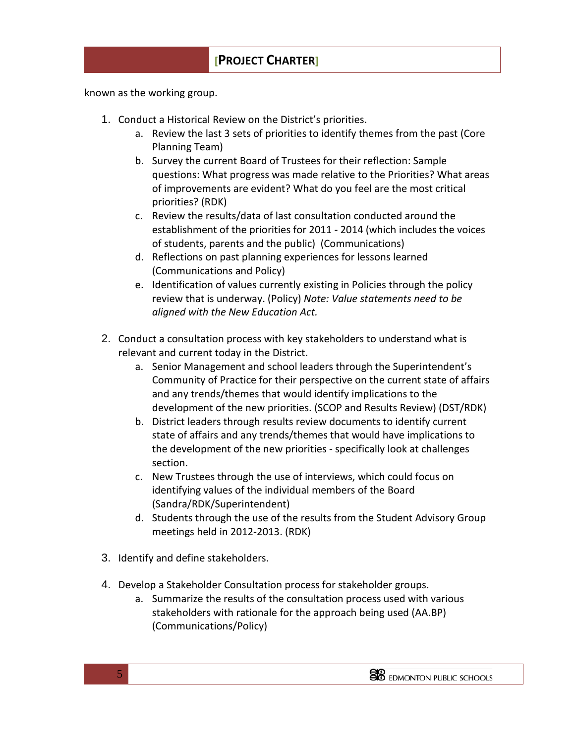known as the working group.

1. Conduct a Historical Review on the District's priorities.
   a. Review the last 3 sets of priorities to identify themes from the past (Core Planning Team)
   b. Survey the current Board of Trustees for their reflection: Sample questions: What progress was made relative to the Priorities? What areas of improvements are evident? What do you feel are the most critical priorities? (RDK)
   c. Review the results/data of last consultation conducted around the establishment of the priorities for 2011 - 2014 (which includes the voices of students, parents and the public) (Communications)
   d. Reflections on past planning experiences for lessons learned (Communications and Policy)
   e. Identification of values currently existing in Policies through the policy review that is underway. (Policy) *Note: Value statements need to be aligned with the New Education Act.*

2. Conduct a consultation process with key stakeholders to understand what is relevant and current today in the District.
   a. Senior Management and school leaders through the Superintendent's Community of Practice for their perspective on the current state of affairs and any trends/themes that would identify implications to the development of the new priorities. (SCOP and Results Review) (DST/RDK)
   b. District leaders through results review documents to identify current state of affairs and any trends/themes that would have implications to the development of the new priorities - specifically look at challenges section.
   c. New Trustees through the use of interviews, which could focus on identifying values of the individual members of the Board (Sandra/RDK/Superintendent)
   d. Students through the use of the results from the Student Advisory Group meetings held in 2012-2013. (RDK)

3. Identify and define stakeholders.

4. Develop a Stakeholder Consultation process for stakeholder groups.
   a. Summarize the results of the consultation process used with various stakeholders with rationale for the approach being used (AA.BP) (Communications/Policy)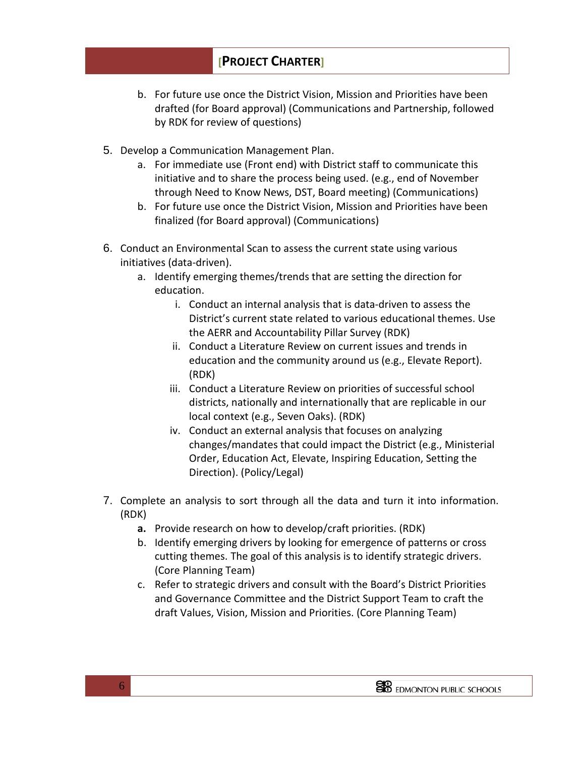b. For future use once the District Vision, Mission and Priorities have been drafted (for Board approval) (Communications and Partnership, followed by RDK for review of questions)

5. Develop a Communication Management Plan.
   a. For immediate use (Front end) with District staff to communicate this initiative and to share the process being used. (e.g., end of November through Need to Know News, DST, Board meeting) (Communications)
   b. For future use once the District Vision, Mission and Priorities have been finalized (for Board approval) (Communications)

6. Conduct an Environmental Scan to assess the current state using various initiatives (data-driven).
   a. Identify emerging themes/trends that are setting the direction for education.
      i. Conduct an internal analysis that is data-driven to assess the District's current state related to various educational themes. Use the AERR and Accountability Pillar Survey (RDK)
      ii. Conduct a Literature Review on current issues and trends in education and the community around us (e.g., Elevate Report). (RDK)
      iii. Conduct a Literature Review on priorities of successful school districts, nationally and internationally that are replicable in our local context (e.g., Seven Oaks). (RDK)
      iv. Conduct an external analysis that focuses on analyzing changes/mandates that could impact the District (e.g., Ministerial Order, Education Act, Elevate, Inspiring Education, Setting the Direction). (Policy/Legal)

7. Complete an analysis to sort through all the data and turn it into information. (RDK)
   **a.** Provide research on how to develop/craft priorities. (RDK)
   b. Identify emerging drivers by looking for emergence of patterns or cross cutting themes. The goal of this analysis is to identify strategic drivers. (Core Planning Team)
   c. Refer to strategic drivers and consult with the Board's District Priorities and Governance Committee and the District Support Team to craft the draft Values, Vision, Mission and Priorities. (Core Planning Team)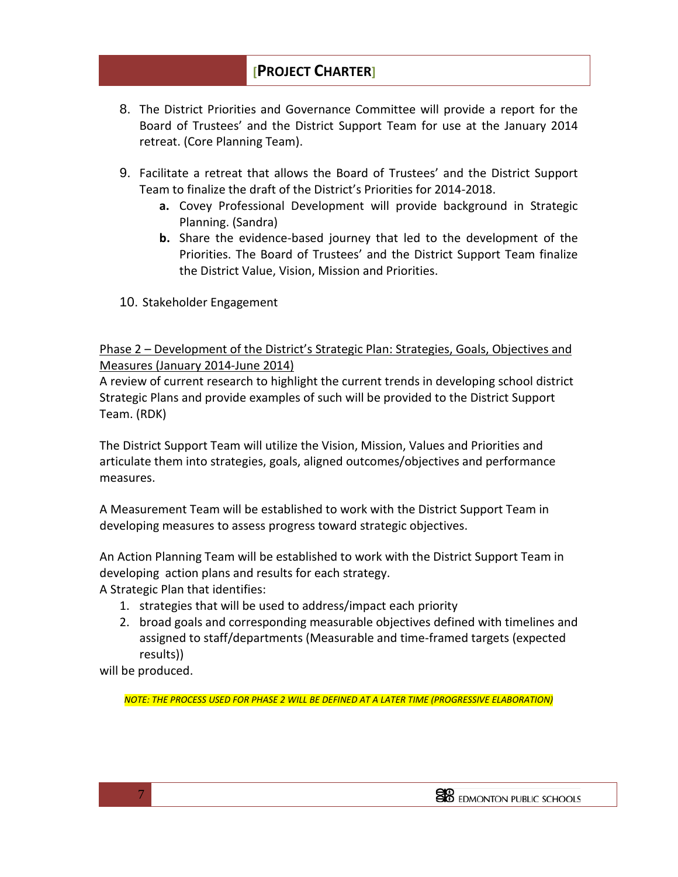8. The District Priorities and Governance Committee will provide a report for the Board of Trustees' and the District Support Team for use at the January 2014 retreat. (Core Planning Team).

9. Facilitate a retreat that allows the Board of Trustees' and the District Support Team to finalize the draft of the District's Priorities for 2014-2018.
   **a.** Covey Professional Development will provide background in Strategic Planning. (Sandra)
   **b.** Share the evidence-based journey that led to the development of the Priorities. The Board of Trustees' and the District Support Team finalize the District Value, Vision, Mission and Priorities.

10. Stakeholder Engagement

<u>Phase 2 – Development of the District's Strategic Plan: Strategies, Goals, Objectives and Measures (January 2014-June 2014)</u>

A review of current research to highlight the current trends in developing school district Strategic Plans and provide examples of such will be provided to the District Support Team. (RDK)

The District Support Team will utilize the Vision, Mission, Values and Priorities and articulate them into strategies, goals, aligned outcomes/objectives and performance measures.

A Measurement Team will be established to work with the District Support Team in developing measures to assess progress toward strategic objectives.

An Action Planning Team will be established to work with the District Support Team in developing action plans and results for each strategy.

A Strategic Plan that identifies:

1. strategies that will be used to address/impact each priority
2. broad goals and corresponding measurable objectives defined with timelines and assigned to staff/departments (Measurable and time-framed targets (expected results))

will be produced.

*NOTE: THE PROCESS USED FOR PHASE 2 WILL BE DEFINED AT A LATER TIME (PROGRESSIVE ELABORATION)*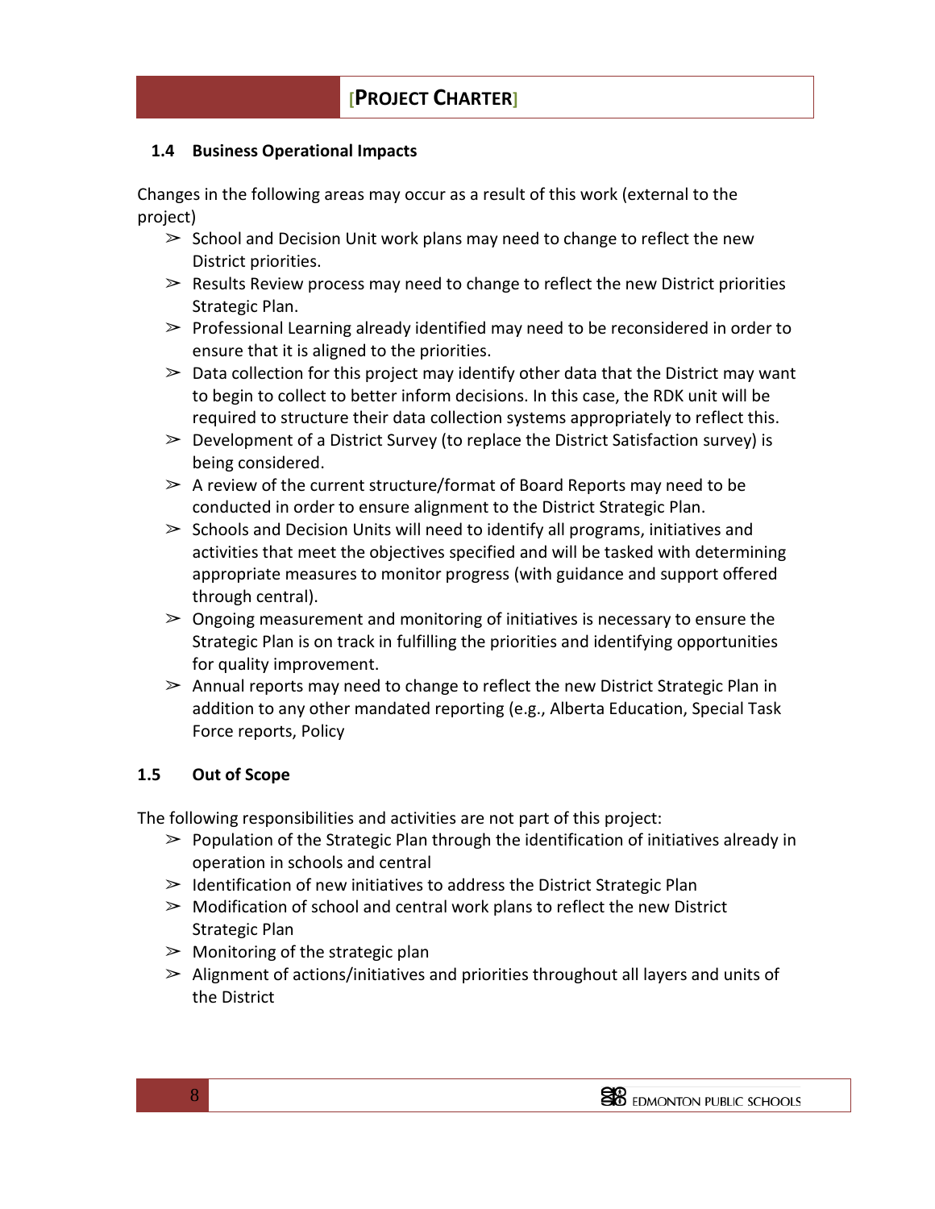### 1.4 Business Operational Impacts

Changes in the following areas may occur as a result of this work (external to the project)

- School and Decision Unit work plans may need to change to reflect the new District priorities.
- Results Review process may need to change to reflect the new District priorities Strategic Plan.
- Professional Learning already identified may need to be reconsidered in order to ensure that it is aligned to the priorities.
- Data collection for this project may identify other data that the District may want to begin to collect to better inform decisions. In this case, the RDK unit will be required to structure their data collection systems appropriately to reflect this.
- Development of a District Survey (to replace the District Satisfaction survey) is being considered.
- A review of the current structure/format of Board Reports may need to be conducted in order to ensure alignment to the District Strategic Plan.
- Schools and Decision Units will need to identify all programs, initiatives and activities that meet the objectives specified and will be tasked with determining appropriate measures to monitor progress (with guidance and support offered through central).
- Ongoing measurement and monitoring of initiatives is necessary to ensure the Strategic Plan is on track in fulfilling the priorities and identifying opportunities for quality improvement.
- Annual reports may need to change to reflect the new District Strategic Plan in addition to any other mandated reporting (e.g., Alberta Education, Special Task Force reports, Policy

### 1.5 Out of Scope

The following responsibilities and activities are not part of this project:

- Population of the Strategic Plan through the identification of initiatives already in operation in schools and central
- Identification of new initiatives to address the District Strategic Plan
- Modification of school and central work plans to reflect the new District Strategic Plan
- Monitoring of the strategic plan
- Alignment of actions/initiatives and priorities throughout all layers and units of the District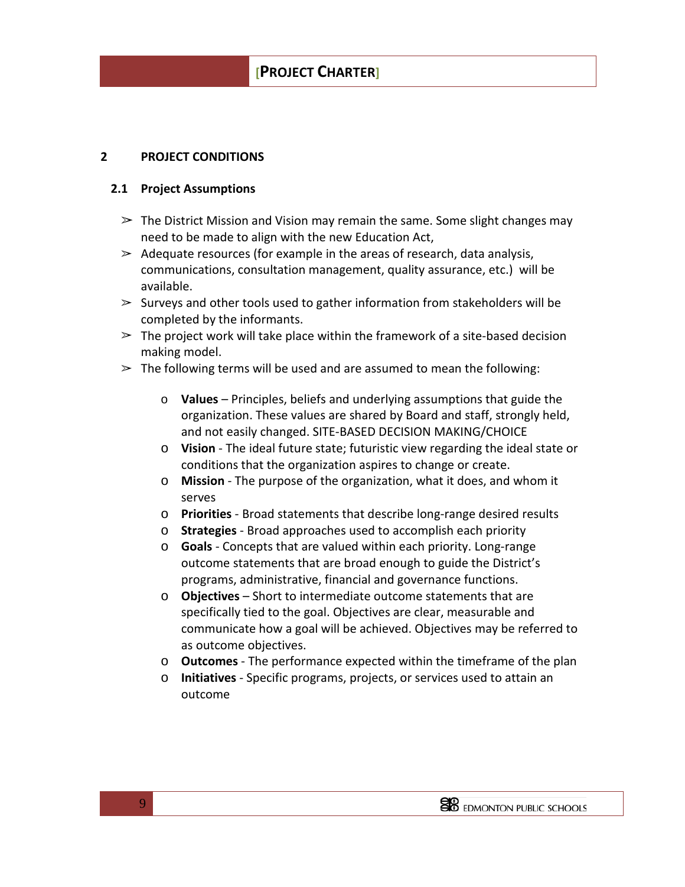## 2 PROJECT CONDITIONS

### 2.1 Project Assumptions

- The District Mission and Vision may remain the same. Some slight changes may need to be made to align with the new Education Act,
- Adequate resources (for example in the areas of research, data analysis, communications, consultation management, quality assurance, etc.) will be available.
- Surveys and other tools used to gather information from stakeholders will be completed by the informants.
- The project work will take place within the framework of a site-based decision making model.
- The following terms will be used and are assumed to mean the following:
  - **Values** – Principles, beliefs and underlying assumptions that guide the organization. These values are shared by Board and staff, strongly held, and not easily changed. SITE-BASED DECISION MAKING/CHOICE
  - **Vision** - The ideal future state; futuristic view regarding the ideal state or conditions that the organization aspires to change or create.
  - **Mission** - The purpose of the organization, what it does, and whom it serves
  - **Priorities** - Broad statements that describe long-range desired results
  - **Strategies** - Broad approaches used to accomplish each priority
  - **Goals** - Concepts that are valued within each priority. Long-range outcome statements that are broad enough to guide the District's programs, administrative, financial and governance functions.
  - **Objectives** – Short to intermediate outcome statements that are specifically tied to the goal. Objectives are clear, measurable and communicate how a goal will be achieved. Objectives may be referred to as outcome objectives.
  - **Outcomes** - The performance expected within the timeframe of the plan
  - **Initiatives** - Specific programs, projects, or services used to attain an outcome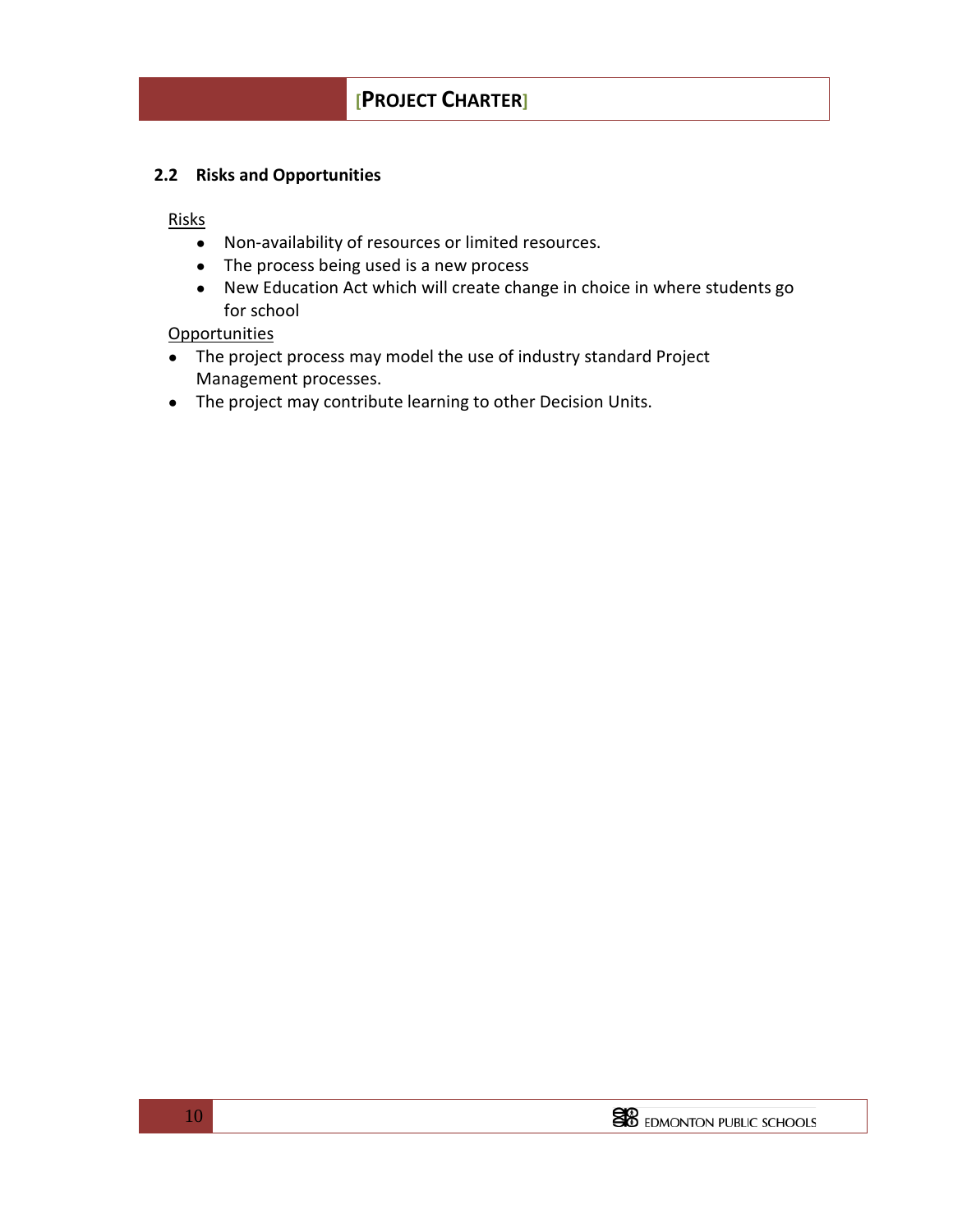### 2.2 Risks and Opportunities

Risks

- Non-availability of resources or limited resources.
- The process being used is a new process
- New Education Act which will create change in choice in where students go for school

Opportunities

- The project process may model the use of industry standard Project Management processes.
- The project may contribute learning to other Decision Units.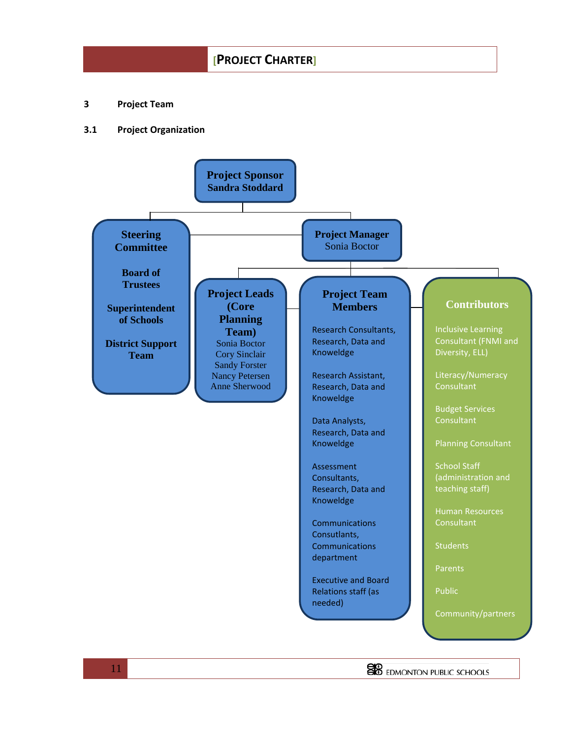## 3 Project Team

### 3.1 Project Organization

**Project Sponsor**
**Sandra Stoddard**

**Steering Committee**

- **Board of Trustees**
- **Superintendent of Schools**
- **District Support Team**

**Project Manager**
Sonia Boctor

**Project Leads (Core Planning Team)**
- Sonia Boctor
- Cory Sinclair
- Sandy Forster
- Nancy Petersen
- Anne Sherwood

**Project Team Members**
- Research Consultants, Research, Data and Knowledge
- Research Assistant, Research, Data and Knowledge
- Data Analysts, Research, Data and Knowledge
- Assessment Consultants, Research, Data and Knowledge
- Communications Consultants, Communications department
- Executive and Board Relations staff (as needed)

**Contributors**
- Inclusive Learning Consultant (FNMI and Diversity, ELL)
- Literacy/Numeracy Consultant
- Budget Services Consultant
- Planning Consultant
- School Staff (administration and teaching staff)
- Human Resources Consultant
- Students
- Parents
- Public
- Community/partners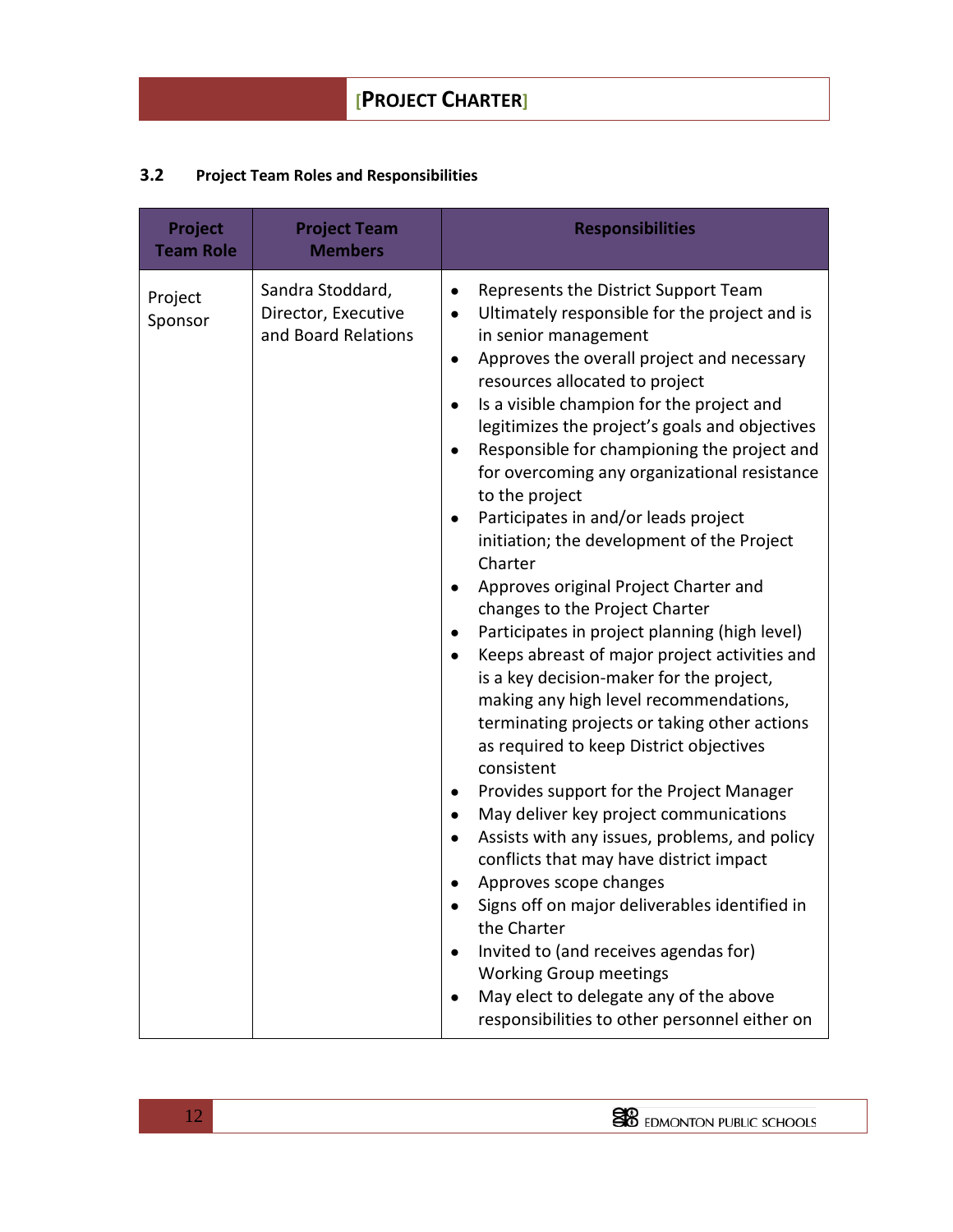### 3.2 Project Team Roles and Responsibilities

| Project Team Role | Project Team Members | Responsibilities |
|---|---|---|
| Project Sponsor | Sandra Stoddard, Director, Executive and Board Relations | • Represents the District Support Team<br>• Ultimately responsible for the project and is in senior management<br>• Approves the overall project and necessary resources allocated to project<br>• Is a visible champion for the project and legitimizes the project's goals and objectives<br>• Responsible for championing the project and for overcoming any organizational resistance to the project<br>• Participates in and/or leads project initiation; the development of the Project Charter<br>• Approves original Project Charter and changes to the Project Charter<br>• Participates in project planning (high level)<br>• Keeps abreast of major project activities and is a key decision-maker for the project, making any high level recommendations, terminating projects or taking other actions as required to keep District objectives consistent<br>• Provides support for the Project Manager<br>• May deliver key project communications<br>• Assists with any issues, problems, and policy conflicts that may have district impact<br>• Approves scope changes<br>• Signs off on major deliverables identified in the Charter<br>• Invited to (and receives agendas for) Working Group meetings<br>• May elect to delegate any of the above responsibilities to other personnel either on |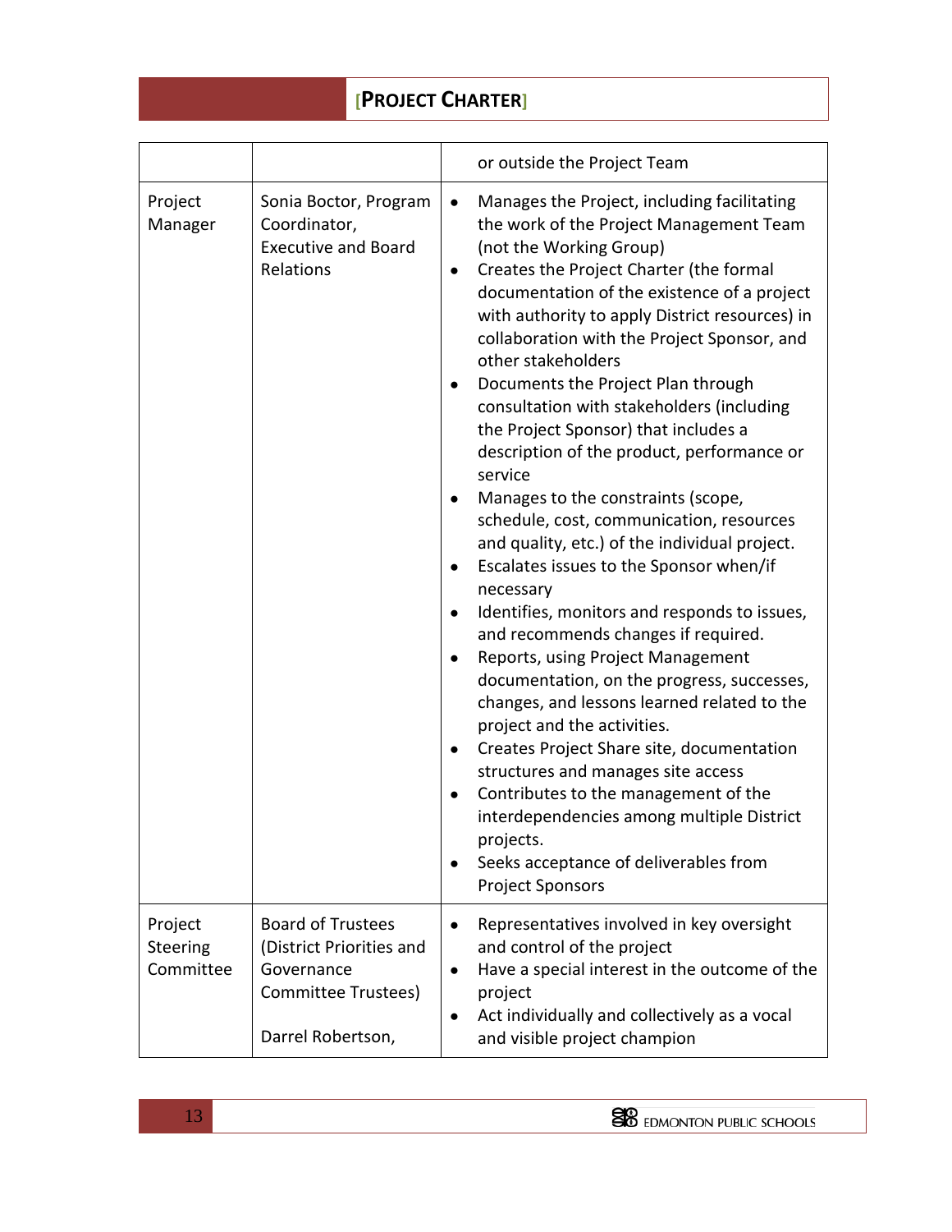| | | |
|---|---|---|
| | | or outside the Project Team |
| Project Manager | Sonia Boctor, Program Coordinator, Executive and Board Relations | • Manages the Project, including facilitating the work of the Project Management Team (not the Working Group)<br>• Creates the Project Charter (the formal documentation of the existence of a project with authority to apply District resources) in collaboration with the Project Sponsor, and other stakeholders<br>• Documents the Project Plan through consultation with stakeholders (including the Project Sponsor) that includes a description of the product, performance or service<br>• Manages to the constraints (scope, schedule, cost, communication, resources and quality, etc.) of the individual project.<br>• Escalates issues to the Sponsor when/if necessary<br>• Identifies, monitors and responds to issues, and recommends changes if required.<br>• Reports, using Project Management documentation, on the progress, successes, changes, and lessons learned related to the project and the activities.<br>• Creates Project Share site, documentation structures and manages site access<br>• Contributes to the management of the interdependencies among multiple District projects.<br>• Seeks acceptance of deliverables from Project Sponsors |
| Project Steering Committee | Board of Trustees (District Priorities and Governance Committee Trustees)<br><br>Darrel Robertson, | • Representatives involved in key oversight and control of the project<br>• Have a special interest in the outcome of the project<br>• Act individually and collectively as a vocal and visible project champion |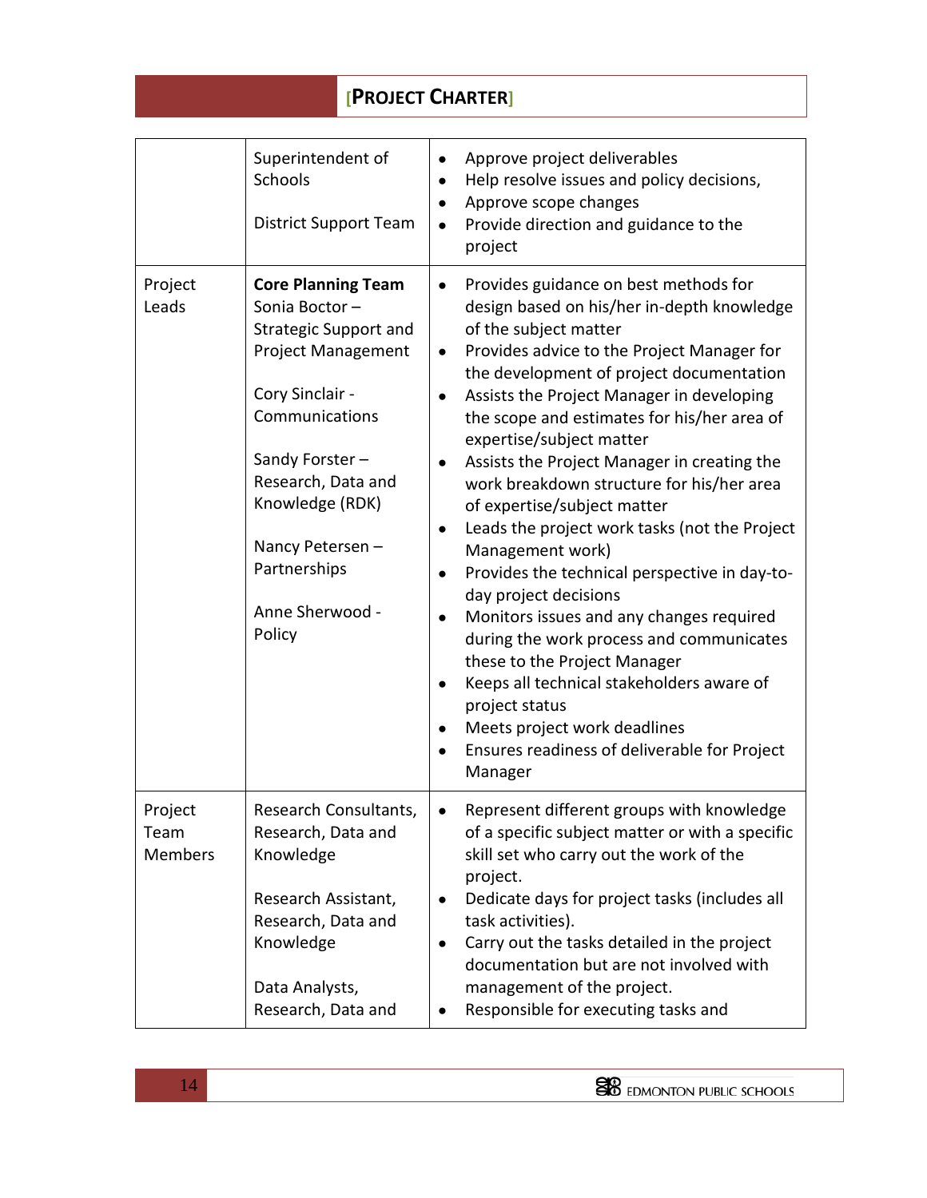| | | |
|---|---|---|
| | Superintendent of Schools<br><br>District Support Team | • Approve project deliverables<br>• Help resolve issues and policy decisions,<br>• Approve scope changes<br>• Provide direction and guidance to the project |
| Project Leads | **Core Planning Team**<br>Sonia Boctor – Strategic Support and Project Management<br><br>Cory Sinclair - Communications<br><br>Sandy Forster – Research, Data and Knowledge (RDK)<br><br>Nancy Petersen – Partnerships<br><br>Anne Sherwood - Policy | • Provides guidance on best methods for design based on his/her in-depth knowledge of the subject matter<br>• Provides advice to the Project Manager for the development of project documentation<br>• Assists the Project Manager in developing the scope and estimates for his/her area of expertise/subject matter<br>• Assists the Project Manager in creating the work breakdown structure for his/her area of expertise/subject matter<br>• Leads the project work tasks (not the Project Management work)<br>• Provides the technical perspective in day-to-day project decisions<br>• Monitors issues and any changes required during the work process and communicates these to the Project Manager<br>• Keeps all technical stakeholders aware of project status<br>• Meets project work deadlines<br>• Ensures readiness of deliverable for Project Manager |
| Project Team Members | Research Consultants, Research, Data and Knowledge<br><br>Research Assistant, Research, Data and Knowledge<br><br>Data Analysts, Research, Data and | • Represent different groups with knowledge of a specific subject matter or with a specific skill set who carry out the work of the project.<br>• Dedicate days for project tasks (includes all task activities).<br>• Carry out the tasks detailed in the project documentation but are not involved with management of the project.<br>• Responsible for executing tasks and |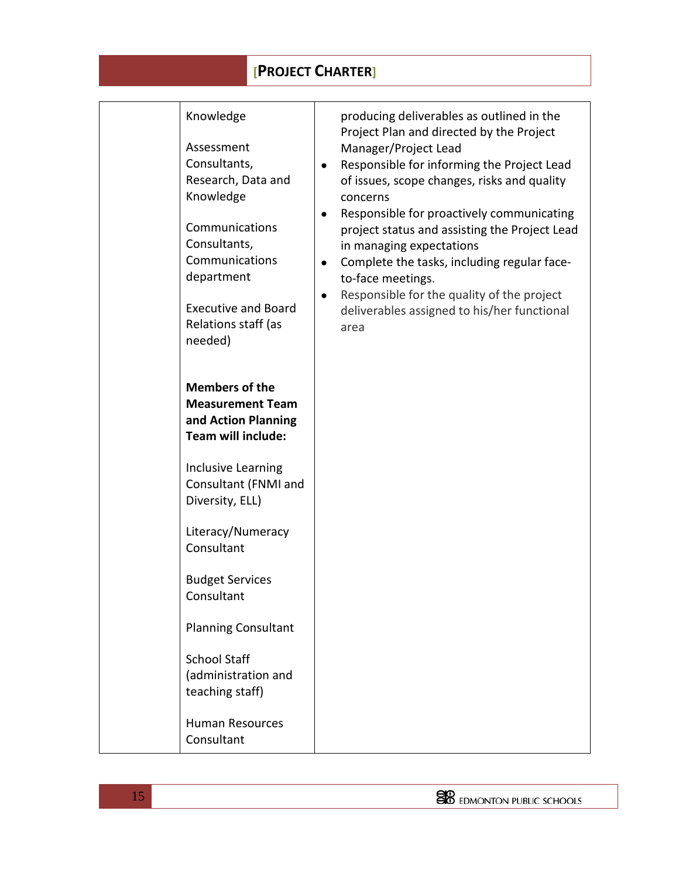| | | |
|---|---|---|
| | Knowledge<br><br>Assessment Consultants, Research, Data and Knowledge<br><br>Communications Consultants, Communications department<br><br>Executive and Board Relations staff (as needed)<br><br><br>**Members of the Measurement Team and Action Planning Team will include:**<br><br>Inclusive Learning Consultant (FNMI and Diversity, ELL)<br><br>Literacy/Numeracy Consultant<br><br>Budget Services Consultant<br><br>Planning Consultant<br><br>School Staff (administration and teaching staff)<br><br>Human Resources Consultant | producing deliverables as outlined in the Project Plan and directed by the Project Manager/Project Lead<br>• Responsible for informing the Project Lead of issues, scope changes, risks and quality concerns<br>• Responsible for proactively communicating project status and assisting the Project Lead in managing expectations<br>• Complete the tasks, including regular face-to-face meetings.<br>• Responsible for the quality of the project deliverables assigned to his/her functional area |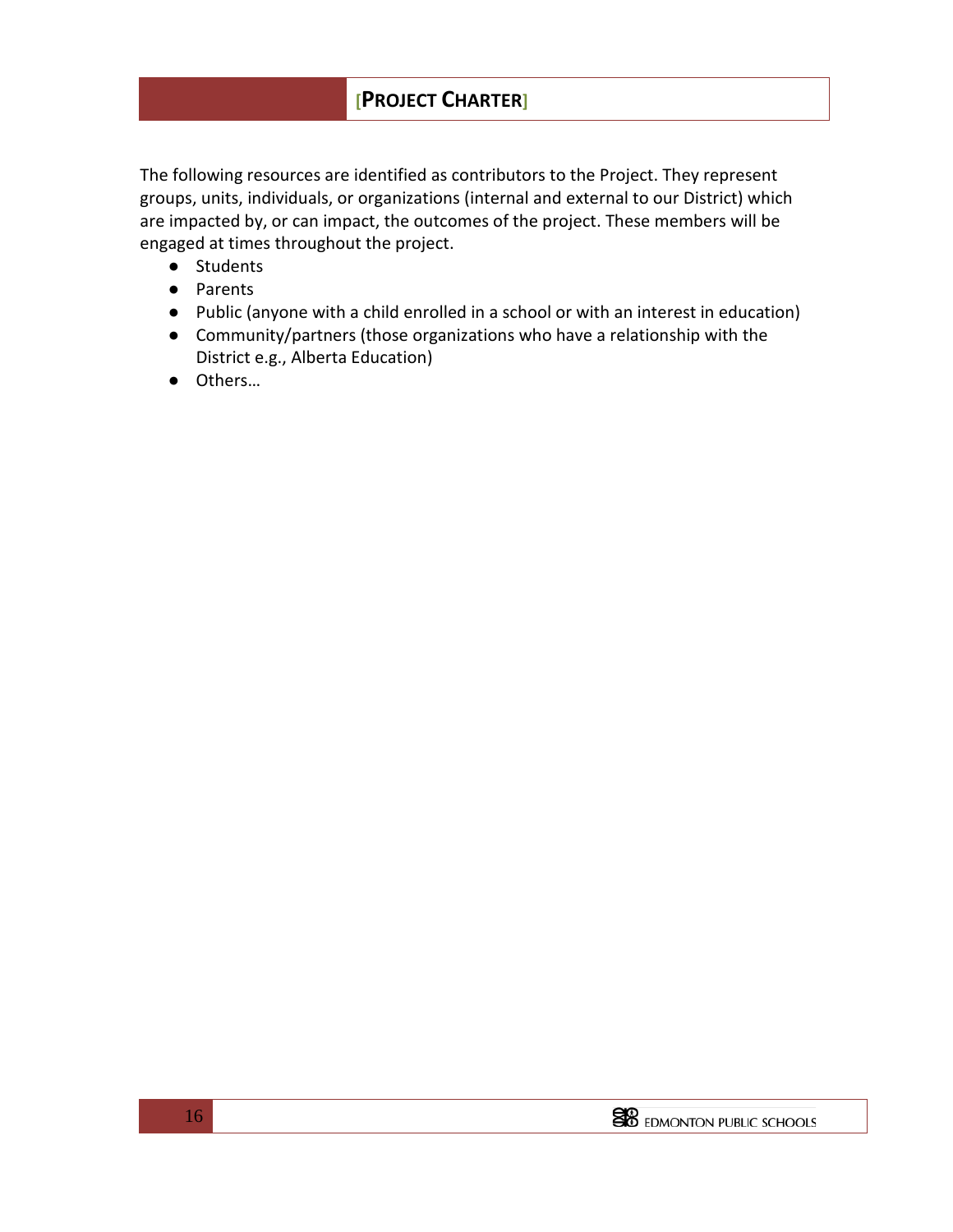The following resources are identified as contributors to the Project. They represent groups, units, individuals, or organizations (internal and external to our District) which are impacted by, or can impact, the outcomes of the project. These members will be engaged at times throughout the project.

- Students
- Parents
- Public (anyone with a child enrolled in a school or with an interest in education)
- Community/partners (those organizations who have a relationship with the District e.g., Alberta Education)
- Others…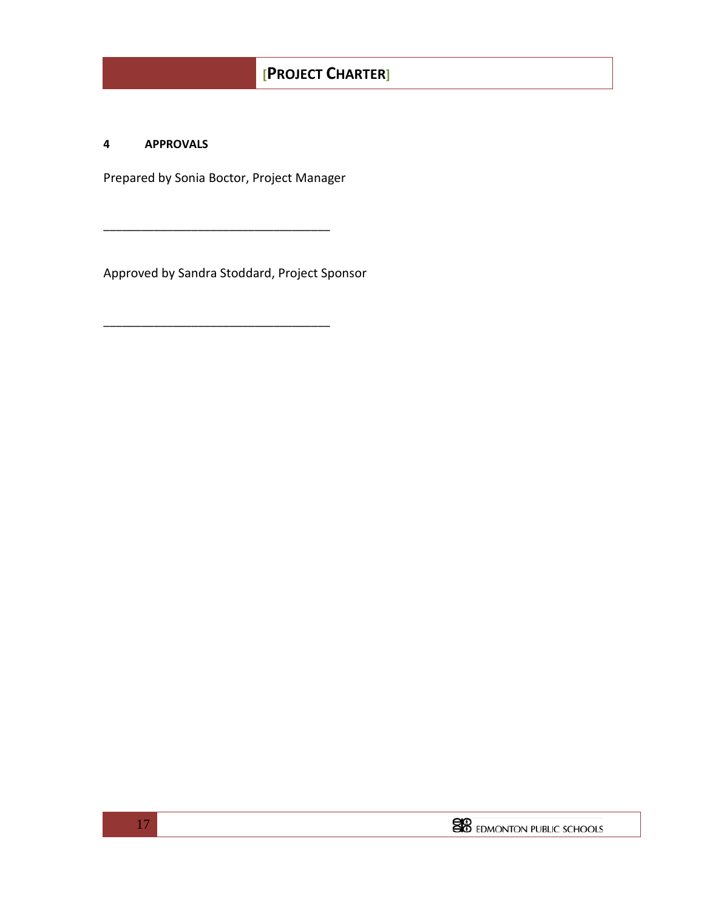# 4 APPROVALS

Prepared by Sonia Boctor, Project Manager

\_\_\_\_\_\_\_\_\_\_\_\_\_\_\_\_\_\_\_\_\_\_\_\_\_\_\_\_\_\_\_\_\_\_\_

Approved by Sandra Stoddard, Project Sponsor

\_\_\_\_\_\_\_\_\_\_\_\_\_\_\_\_\_\_\_\_\_\_\_\_\_\_\_\_\_\_\_\_\_\_\_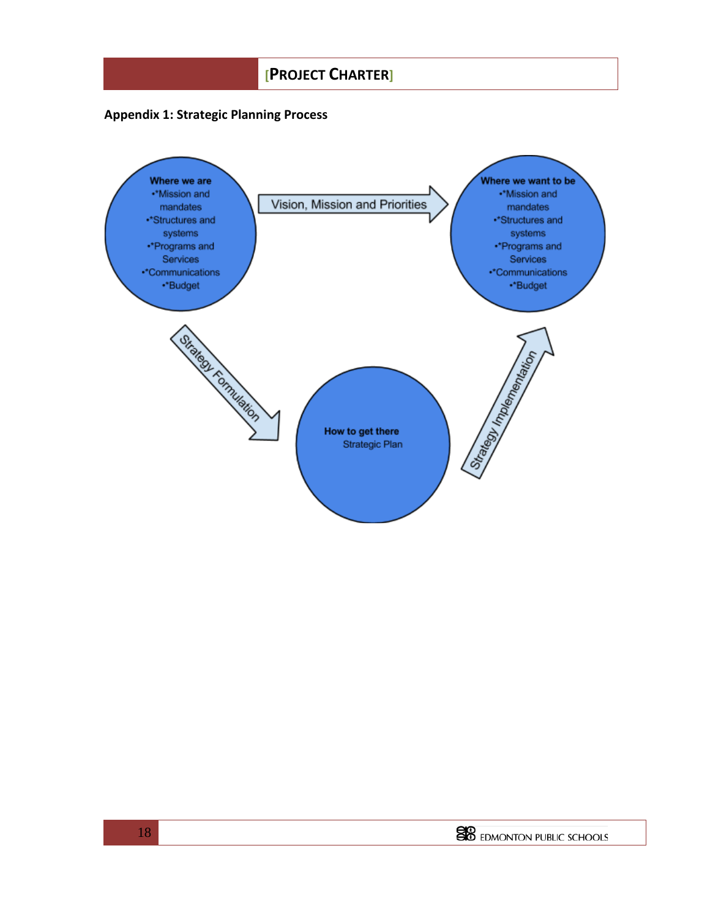## Appendix 1: Strategic Planning Process

**Where we are**
- •*Mission and mandates
- •*Structures and systems
- •*Programs and Services
- •*Communications
- •*Budget

Vision, Mission and Priorities

**Where we want to be**
- •*Mission and mandates
- •*Structures and systems
- •*Programs and Services
- •*Communications
- •*Budget

Strategy Formulation

**How to get there**
Strategic Plan

Strategy Implementation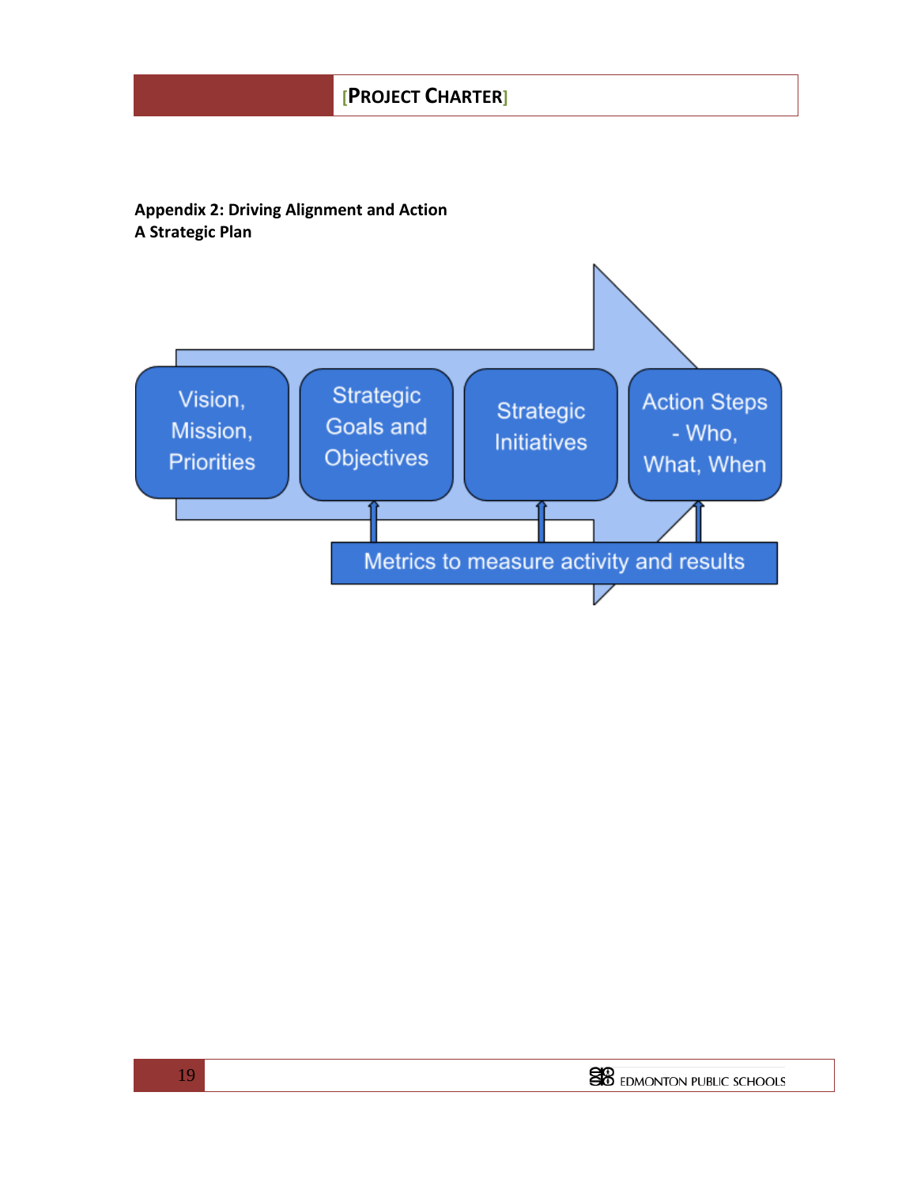**Appendix 2: Driving Alignment and Action**
**A Strategic Plan**

Vision, Mission, Priorities

Strategic Goals and Objectives

Strategic Initiatives

Action Steps - Who, What, When

Metrics to measure activity and results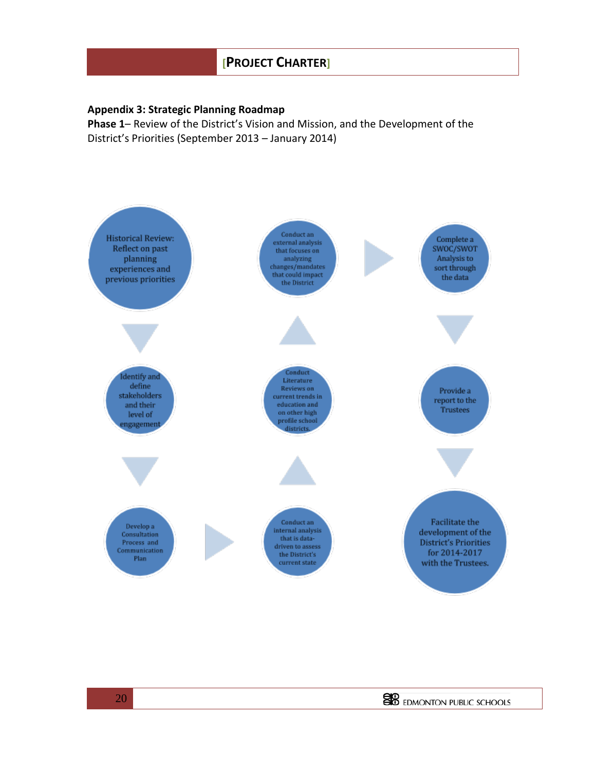**Appendix 3: Strategic Planning Roadmap**

**Phase 1**– Review of the District's Vision and Mission, and the Development of the District's Priorities (September 2013 – January 2014)

1. Historical Review: Reflect on past planning experiences and previous priorities
2. Identify and define stakeholders and their level of engagement
3. Develop a Consultation Process and Communication Plan
4. Conduct an internal analysis that is data-driven to assess the District's current state
5. Conduct Literature Reviews on current trends in education and on other high profile school districts.
6. Conduct an external analysis that focuses on analyzing changes/mandates that could impact the District
7. Complete a SWOC/SWOT Analysis to sort through the data
8. Provide a report to the Trustees
9. Facilitate the development of the District's Priorities for 2014-2017 with the Trustees.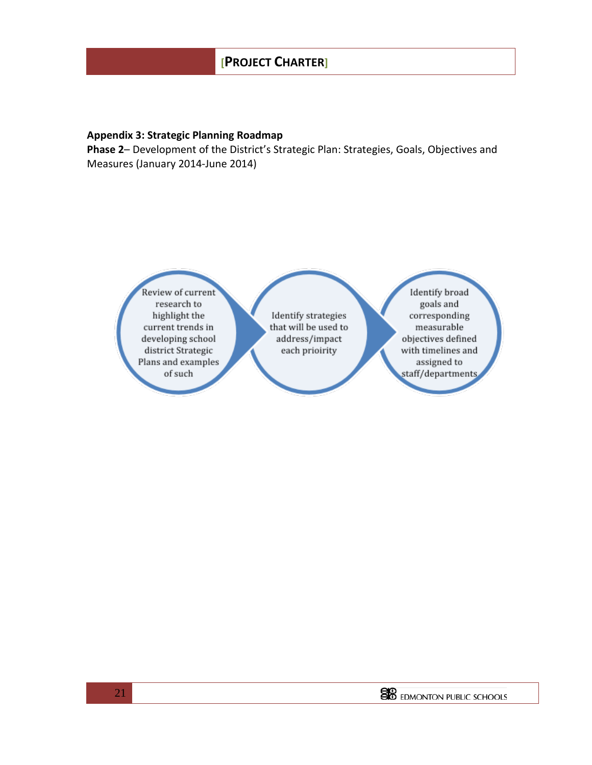**Appendix 3: Strategic Planning Roadmap**

**Phase 2**– Development of the District's Strategic Plan: Strategies, Goals, Objectives and Measures (January 2014-June 2014)

Review of current research to highlight the current trends in developing school district Strategic Plans and examples of such

Identify strategies that will be used to address/impact each prioirity

Identify broad goals and corresponding measurable objectives defined with timelines and assigned to staff/departments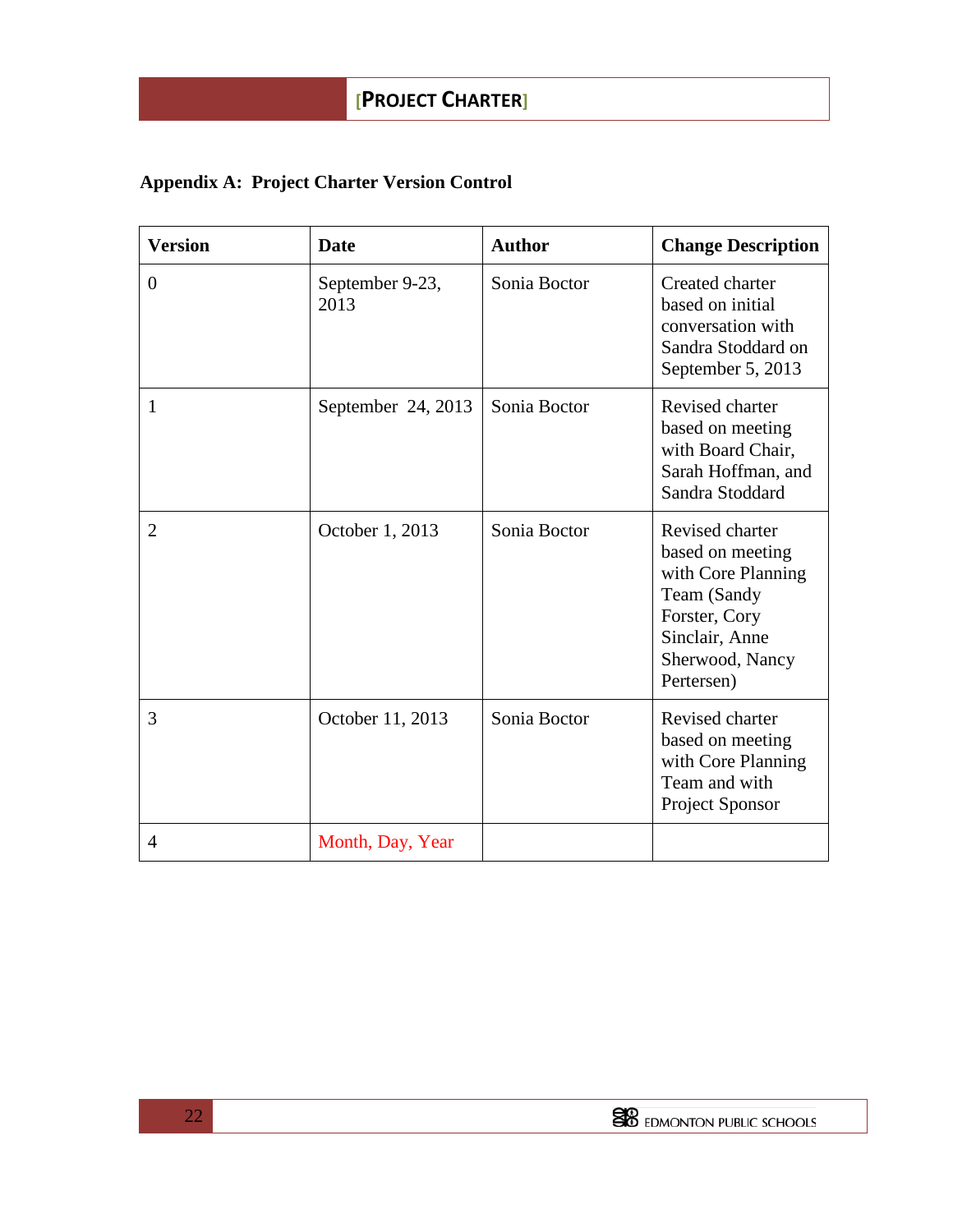## Appendix A: Project Charter Version Control

| Version | Date | Author | Change Description |
|---|---|---|---|
| 0 | September 9-23, 2013 | Sonia Boctor | Created charter based on initial conversation with Sandra Stoddard on September 5, 2013 |
| 1 | September 24, 2013 | Sonia Boctor | Revised charter based on meeting with Board Chair, Sarah Hoffman, and Sandra Stoddard |
| 2 | October 1, 2013 | Sonia Boctor | Revised charter based on meeting with Core Planning Team (Sandy Forster, Cory Sinclair, Anne Sherwood, Nancy Pertersen) |
| 3 | October 11, 2013 | Sonia Boctor | Revised charter based on meeting with Core Planning Team and with Project Sponsor |
| 4 | Month, Day, Year | | |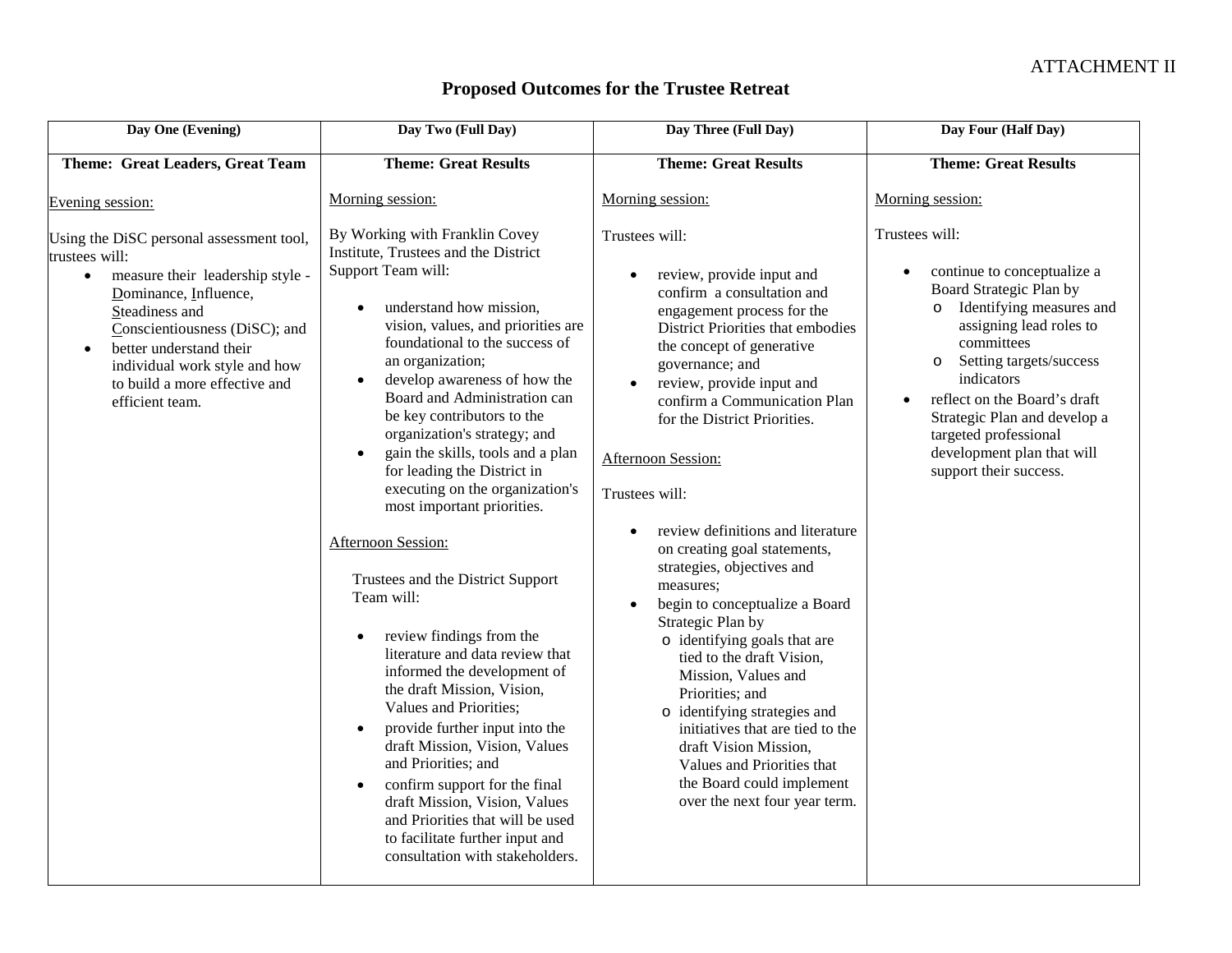ATTACHMENT II

# Proposed Outcomes for the Trustee Retreat

| Day One (Evening) | Day Two (Full Day) | Day Three (Full Day) | Day Four (Half Day) |
|---|---|---|---|
| **Theme: Great Leaders, Great Team**<br><br><u>Evening session:</u><br><br>Using the DiSC personal assessment tool, trustees will:<br>• measure their leadership style - <u>D</u>ominance, <u>I</u>nfluence, <u>S</u>teadiness and <u>C</u>onscientiousness (DiSC); and<br>• better understand their individual work style and how to build a more effective and efficient team. | **Theme: Great Results**<br><br><u>Morning session:</u><br><br>By Working with Franklin Covey Institute, Trustees and the District Support Team will:<br>• understand how mission, vision, values, and priorities are foundational to the success of an organization;<br>• develop awareness of how the Board and Administration can be key contributors to the organization's strategy; and<br>• gain the skills, tools and a plan for leading the District in executing on the organization's most important priorities.<br><br><u>Afternoon Session:</u><br><br>Trustees and the District Support Team will:<br>• review findings from the literature and data review that informed the development of the draft Mission, Vision, Values and Priorities;<br>• provide further input into the draft Mission, Vision, Values and Priorities; and<br>• confirm support for the final draft Mission, Vision, Values and Priorities that will be used to facilitate further input and consultation with stakeholders. | **Theme: Great Results**<br><br><u>Morning session:</u><br><br>Trustees will:<br>• review, provide input and confirm a consultation and engagement process for the District Priorities that embodies the concept of generative governance; and<br>• review, provide input and confirm a Communication Plan for the District Priorities.<br><br><u>Afternoon Session:</u><br><br>Trustees will:<br>• review definitions and literature on creating goal statements, strategies, objectives and measures;<br>• begin to conceptualize a Board Strategic Plan by<br>&nbsp;&nbsp;o identifying goals that are tied to the draft Vision, Mission, Values and Priorities; and<br>&nbsp;&nbsp;o identifying strategies and initiatives that are tied to the draft Vision Mission, Values and Priorities that the Board could implement over the next four year term. | **Theme: Great Results**<br><br><u>Morning session:</u><br><br>Trustees will:<br>• continue to conceptualize a Board Strategic Plan by<br>&nbsp;&nbsp;o Identifying measures and assigning lead roles to committees<br>&nbsp;&nbsp;o Setting targets/success indicators<br>• reflect on the Board's draft Strategic Plan and develop a targeted professional development plan that will support their success. |